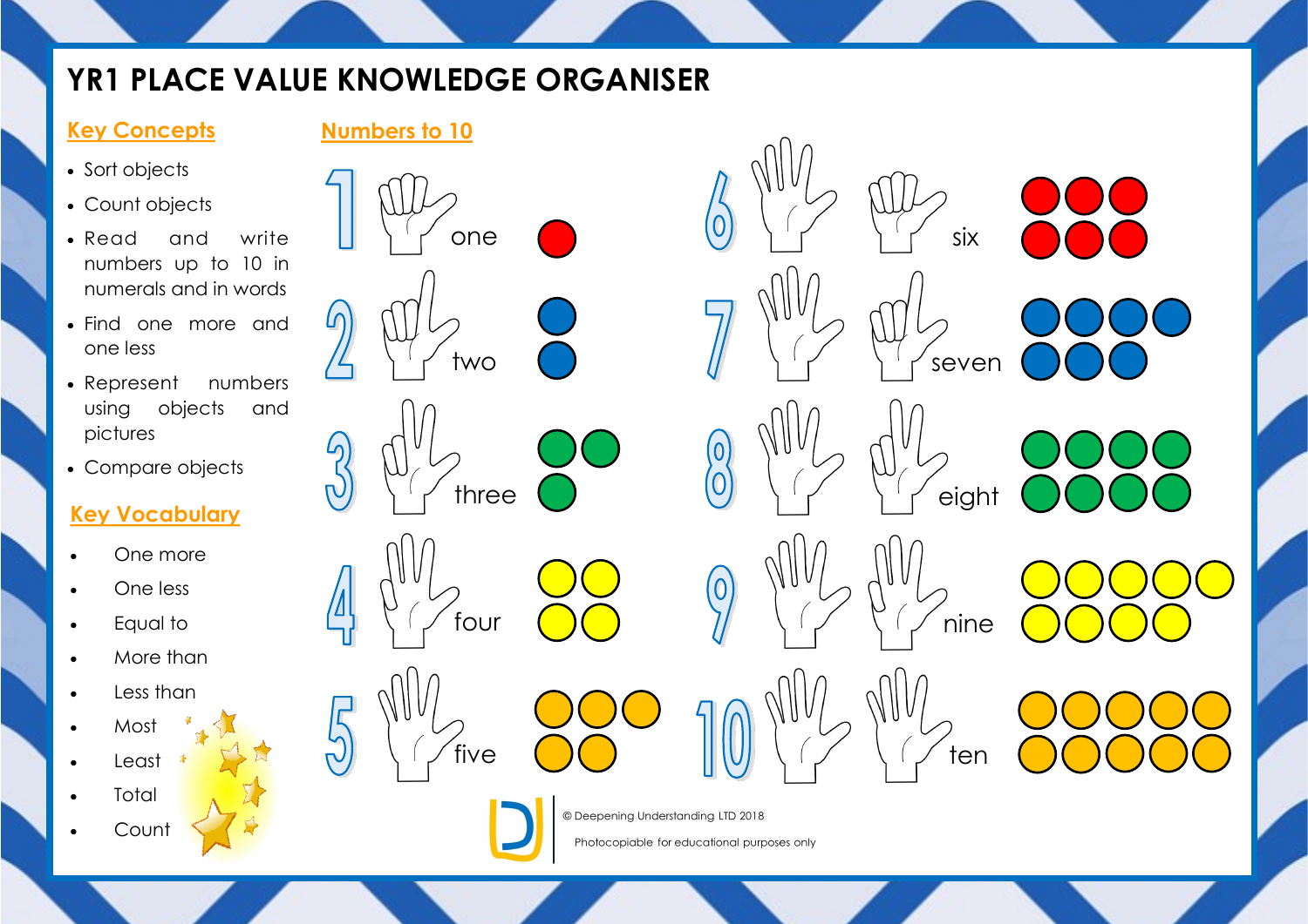# YR1 PLACE VALUE KNOWLEDGE ORGANISER

## Key Concepts

- Sort objects
- Count objects
- Read and write numbers up to 10 in numerals and in words
- Find one more and one less
- Represent numbers using objects and pictures
- Compare objects

## Key Vocabulary

- One more
- One less
- Equal to
- More than
- Less than
- Most
- Least
- Total
- Count

## Numbers to 10

1 one

2 two

3 three

4 four

5 five

6 six

7 seven

8 eight

9 nine

10 ten

© Deepening Understanding LTD 2018

Photocopiable for educational purposes only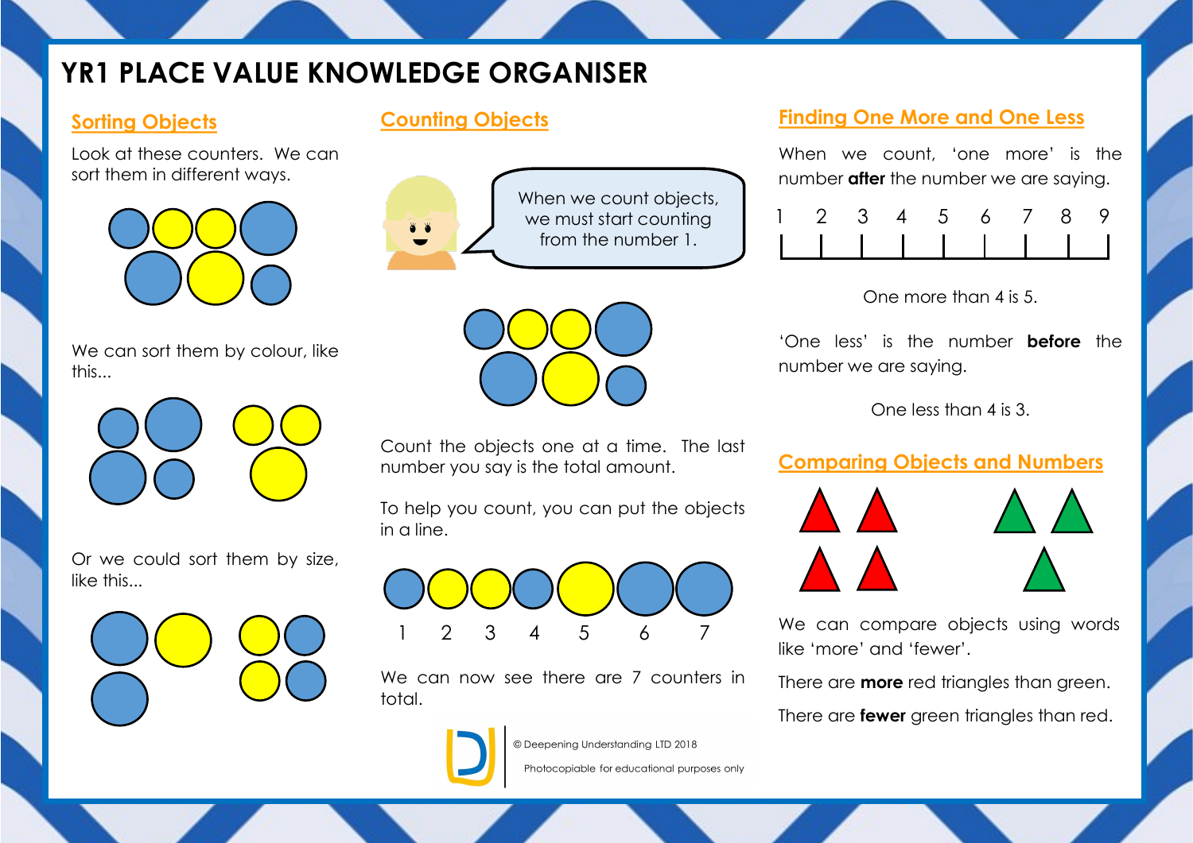# YR1 PLACE VALUE KNOWLEDGE ORGANISER

## Sorting Objects

Look at these counters. We can sort them in different ways.

We can sort them by colour, like this...

Or we could sort them by size, like this...

## Counting Objects

When we count objects, we must start counting from the number 1.

Count the objects one at a time. The last number you say is the total amount.

To help you count, you can put the objects in a line.

1 2 3 4 5 6 7

We can now see there are 7 counters in total.

## Finding One More and One Less

When we count, 'one more' is the number **after** the number we are saying.

1 2 3 4 5 6 7 8 9

One more than 4 is 5.

'One less' is the number **before** the number we are saying.

One less than 4 is 3.

## Comparing Objects and Numbers

We can compare objects using words like 'more' and 'fewer'.

There are **more** red triangles than green.

There are **fewer** green triangles than red.

© Deepening Understanding LTD 2018

Photocopiable for educational purposes only